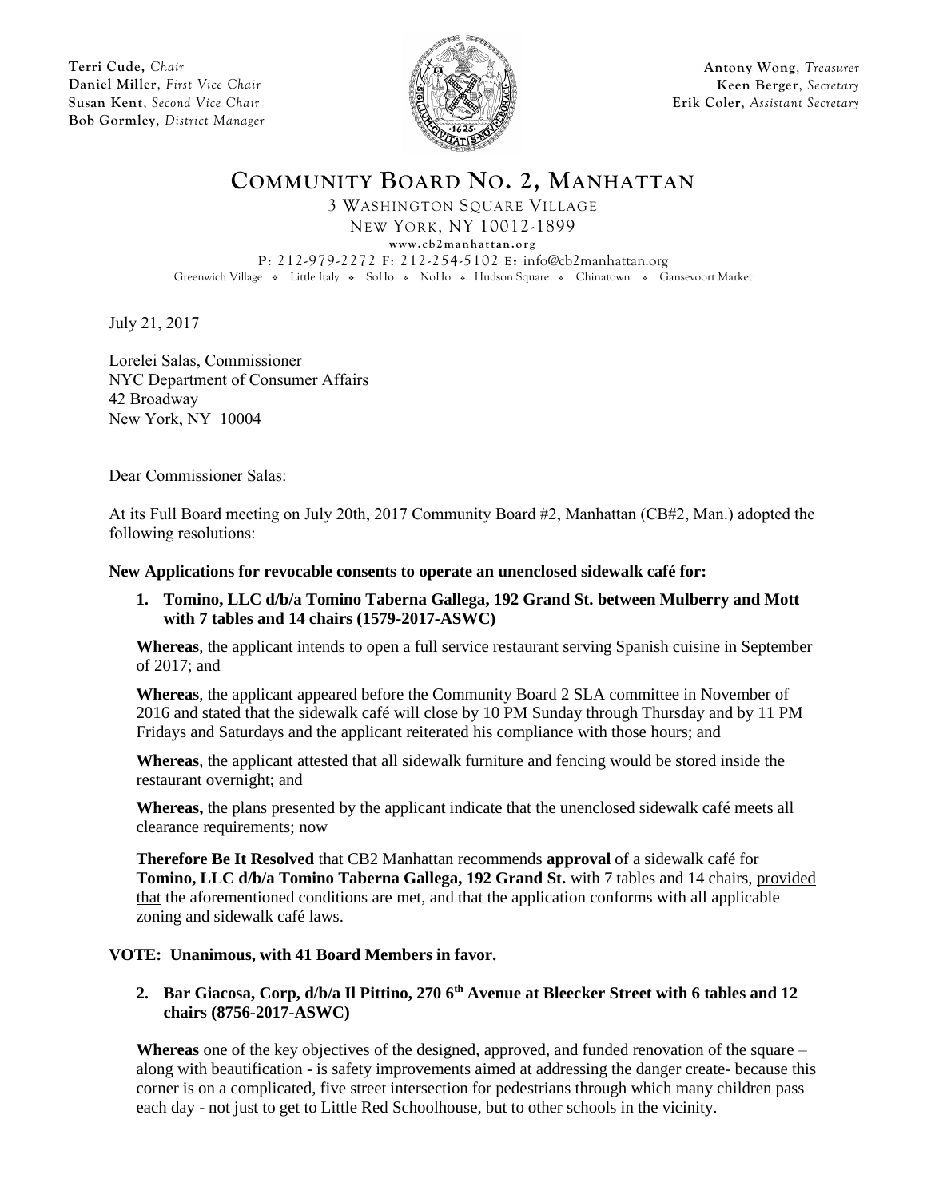Terri Cude, *Chair*
Daniel Miller, *First Vice Chair*
Susan Kent, *Second Vice Chair*
Bob Gormley, *District Manager*

Antony Wong, *Treasurer*
Keen Berger, *Secretary*
Erik Coler, *Assistant Secretary*

# COMMUNITY BOARD NO. 2, MANHATTAN

3 WASHINGTON SQUARE VILLAGE
NEW YORK, NY 10012-1899
www.cb2manhattan.org
P: 212-979-2272 F: 212-254-5102 E: info@cb2manhattan.org
Greenwich Village ❖ Little Italy ❖ SoHo ❖ NoHo ❖ Hudson Square ❖ Chinatown ❖ Gansevoort Market

July 21, 2017

Lorelei Salas, Commissioner
NYC Department of Consumer Affairs
42 Broadway
New York, NY 10004

Dear Commissioner Salas:

At its Full Board meeting on July 20th, 2017 Community Board #2, Manhattan (CB#2, Man.) adopted the following resolutions:

**New Applications for revocable consents to operate an unenclosed sidewalk café for:**

1. **Tomino, LLC d/b/a Tomino Taberna Gallega, 192 Grand St. between Mulberry and Mott with 7 tables and 14 chairs (1579-2017-ASWC)**

**Whereas**, the applicant intends to open a full service restaurant serving Spanish cuisine in September of 2017; and

**Whereas**, the applicant appeared before the Community Board 2 SLA committee in November of 2016 and stated that the sidewalk café will close by 10 PM Sunday through Thursday and by 11 PM Fridays and Saturdays and the applicant reiterated his compliance with those hours; and

**Whereas**, the applicant attested that all sidewalk furniture and fencing would be stored inside the restaurant overnight; and

**Whereas,** the plans presented by the applicant indicate that the unenclosed sidewalk café meets all clearance requirements; now

**Therefore Be It Resolved** that CB2 Manhattan recommends **approval** of a sidewalk café for **Tomino, LLC d/b/a Tomino Taberna Gallega, 192 Grand St.** with 7 tables and 14 chairs, provided that the aforementioned conditions are met, and that the application conforms with all applicable zoning and sidewalk café laws.

**VOTE: Unanimous, with 41 Board Members in favor.**

2. **Bar Giacosa, Corp, d/b/a Il Pittino, 270 6th Avenue at Bleecker Street with 6 tables and 12 chairs (8756-2017-ASWC)**

**Whereas** one of the key objectives of the designed, approved, and funded renovation of the square – along with beautification - is safety improvements aimed at addressing the danger create- because this corner is on a complicated, five street intersection for pedestrians through which many children pass each day - not just to get to Little Red Schoolhouse, but to other schools in the vicinity.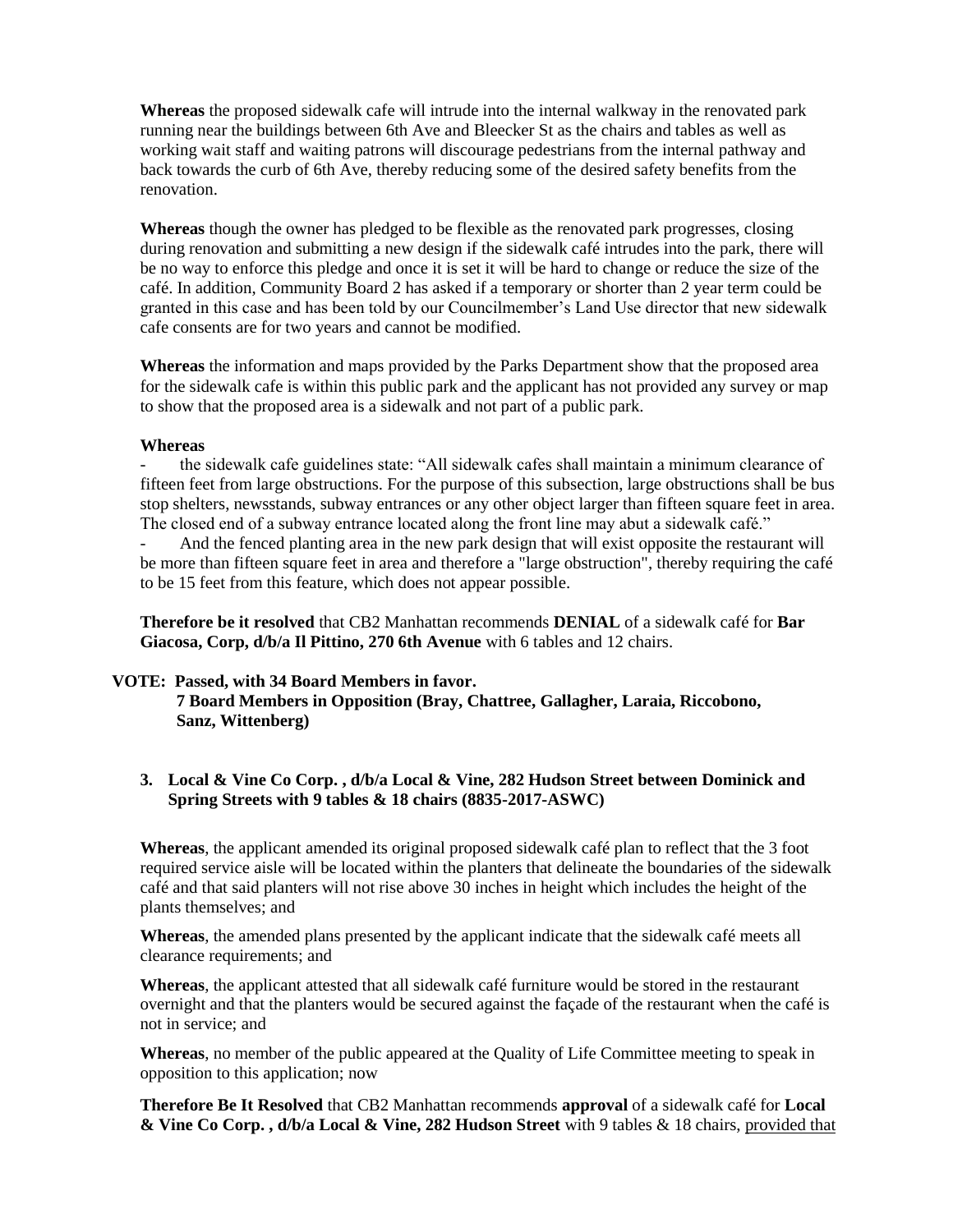**Whereas** the proposed sidewalk cafe will intrude into the internal walkway in the renovated park running near the buildings between 6th Ave and Bleecker St as the chairs and tables as well as working wait staff and waiting patrons will discourage pedestrians from the internal pathway and back towards the curb of 6th Ave, thereby reducing some of the desired safety benefits from the renovation.

**Whereas** though the owner has pledged to be flexible as the renovated park progresses, closing during renovation and submitting a new design if the sidewalk café intrudes into the park, there will be no way to enforce this pledge and once it is set it will be hard to change or reduce the size of the café. In addition, Community Board 2 has asked if a temporary or shorter than 2 year term could be granted in this case and has been told by our Councilmember's Land Use director that new sidewalk cafe consents are for two years and cannot be modified.

**Whereas** the information and maps provided by the Parks Department show that the proposed area for the sidewalk cafe is within this public park and the applicant has not provided any survey or map to show that the proposed area is a sidewalk and not part of a public park.

**Whereas**

- the sidewalk cafe guidelines state: "All sidewalk cafes shall maintain a minimum clearance of fifteen feet from large obstructions. For the purpose of this subsection, large obstructions shall be bus stop shelters, newsstands, subway entrances or any other object larger than fifteen square feet in area. The closed end of a subway entrance located along the front line may abut a sidewalk café."
- And the fenced planting area in the new park design that will exist opposite the restaurant will be more than fifteen square feet in area and therefore a "large obstruction", thereby requiring the café to be 15 feet from this feature, which does not appear possible.

**Therefore be it resolved** that CB2 Manhattan recommends **DENIAL** of a sidewalk café for **Bar Giacosa, Corp, d/b/a Il Pittino, 270 6th Avenue** with 6 tables and 12 chairs.

**VOTE: Passed, with 34 Board Members in favor.**
**7 Board Members in Opposition (Bray, Chattree, Gallagher, Laraia, Riccobono, Sanz, Wittenberg)**

**3. Local & Vine Co Corp. , d/b/a Local & Vine, 282 Hudson Street between Dominick and Spring Streets with 9 tables & 18 chairs (8835-2017-ASWC)**

**Whereas**, the applicant amended its original proposed sidewalk café plan to reflect that the 3 foot required service aisle will be located within the planters that delineate the boundaries of the sidewalk café and that said planters will not rise above 30 inches in height which includes the height of the plants themselves; and

**Whereas**, the amended plans presented by the applicant indicate that the sidewalk café meets all clearance requirements; and

**Whereas**, the applicant attested that all sidewalk café furniture would be stored in the restaurant overnight and that the planters would be secured against the façade of the restaurant when the café is not in service; and

**Whereas**, no member of the public appeared at the Quality of Life Committee meeting to speak in opposition to this application; now

**Therefore Be It Resolved** that CB2 Manhattan recommends **approval** of a sidewalk café for **Local & Vine Co Corp. , d/b/a Local & Vine, 282 Hudson Street** with 9 tables & 18 chairs, provided that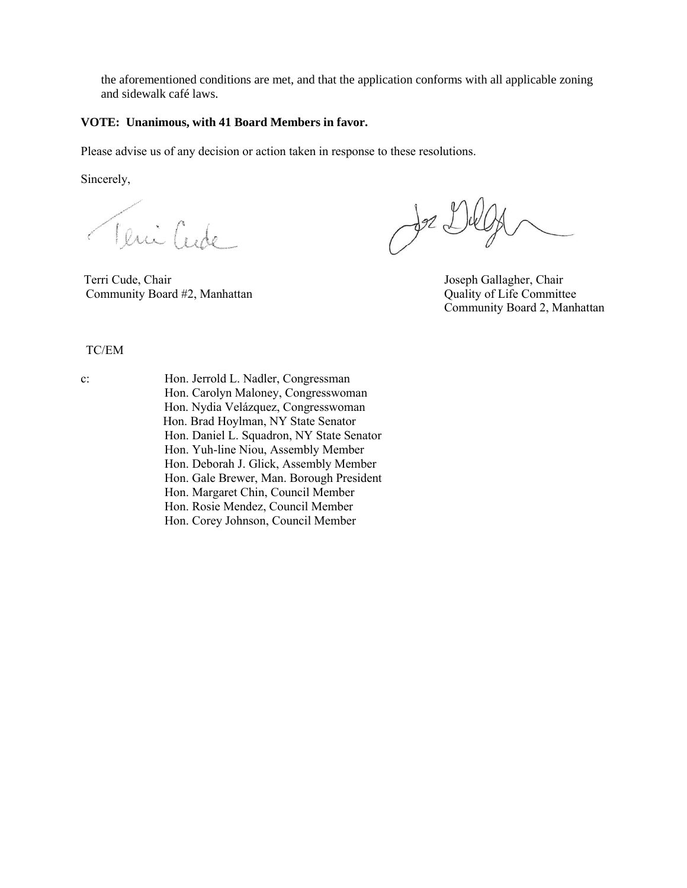the aforementioned conditions are met, and that the application conforms with all applicable zoning and sidewalk café laws.

**VOTE: Unanimous, with 41 Board Members in favor.**

Please advise us of any decision or action taken in response to these resolutions.

Sincerely,

Terri Cude, Chair
Community Board #2, Manhattan

Joseph Gallagher, Chair
Quality of Life Committee
Community Board 2, Manhattan

TC/EM

c: Hon. Jerrold L. Nadler, Congressman
Hon. Carolyn Maloney, Congresswoman
Hon. Nydia Velázquez, Congresswoman
Hon. Brad Hoylman, NY State Senator
Hon. Daniel L. Squadron, NY State Senator
Hon. Yuh-line Niou, Assembly Member
Hon. Deborah J. Glick, Assembly Member
Hon. Gale Brewer, Man. Borough President
Hon. Margaret Chin, Council Member
Hon. Rosie Mendez, Council Member
Hon. Corey Johnson, Council Member